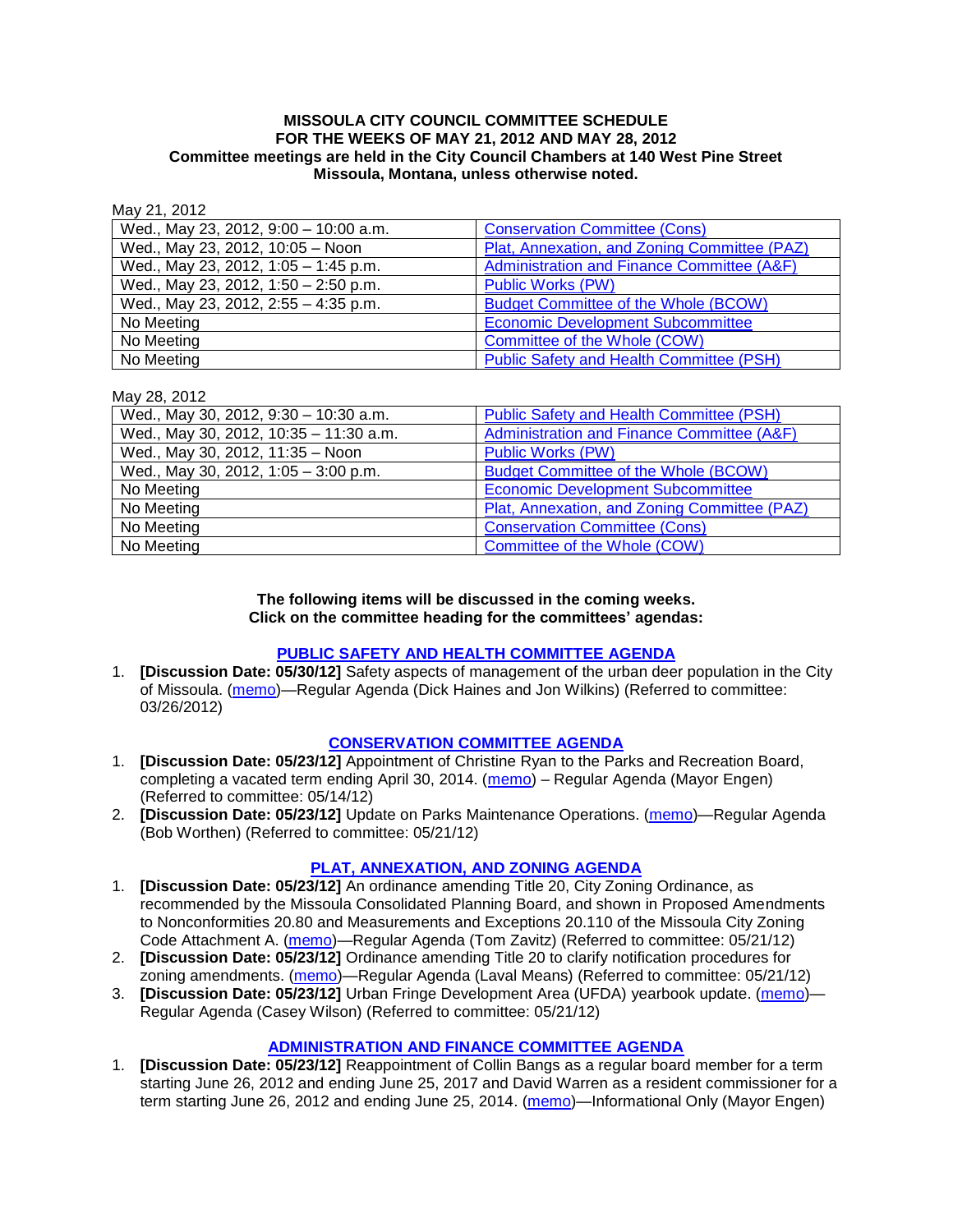**MISSOULA CITY COUNCIL COMMITTEE SCHEDULE**
**FOR THE WEEKS OF MAY 21, 2012 AND MAY 28, 2012**
**Committee meetings are held in the City Council Chambers at 140 West Pine Street Missoula, Montana, unless otherwise noted.**

May 21, 2012

| | |
|---|---|
| Wed., May 23, 2012, 9:00 – 10:00 a.m. | Conservation Committee (Cons) |
| Wed., May 23, 2012, 10:05 – Noon | Plat, Annexation, and Zoning Committee (PAZ) |
| Wed., May 23, 2012, 1:05 – 1:45 p.m. | Administration and Finance Committee (A&F) |
| Wed., May 23, 2012, 1:50 – 2:50 p.m. | Public Works (PW) |
| Wed., May 23, 2012, 2:55 – 4:35 p.m. | Budget Committee of the Whole (BCOW) |
| No Meeting | Economic Development Subcommittee |
| No Meeting | Committee of the Whole (COW) |
| No Meeting | Public Safety and Health Committee (PSH) |

May 28, 2012

| | |
|---|---|
| Wed., May 30, 2012, 9:30 – 10:30 a.m. | Public Safety and Health Committee (PSH) |
| Wed., May 30, 2012, 10:35 – 11:30 a.m. | Administration and Finance Committee (A&F) |
| Wed., May 30, 2012, 11:35 – Noon | Public Works (PW) |
| Wed., May 30, 2012, 1:05 – 3:00 p.m. | Budget Committee of the Whole (BCOW) |
| No Meeting | Economic Development Subcommittee |
| No Meeting | Plat, Annexation, and Zoning Committee (PAZ) |
| No Meeting | Conservation Committee (Cons) |
| No Meeting | Committee of the Whole (COW) |

**The following items will be discussed in the coming weeks. Click on the committee heading for the committees' agendas:**

## PUBLIC SAFETY AND HEALTH COMMITTEE AGENDA

1. **[Discussion Date: 05/30/12]** Safety aspects of management of the urban deer population in the City of Missoula. (memo)—Regular Agenda (Dick Haines and Jon Wilkins) (Referred to committee: 03/26/2012)

## CONSERVATION COMMITTEE AGENDA

1. **[Discussion Date: 05/23/12]** Appointment of Christine Ryan to the Parks and Recreation Board, completing a vacated term ending April 30, 2014. (memo) – Regular Agenda (Mayor Engen) (Referred to committee: 05/14/12)
2. **[Discussion Date: 05/23/12]** Update on Parks Maintenance Operations. (memo)—Regular Agenda (Bob Worthen) (Referred to committee: 05/21/12)

## PLAT, ANNEXATION, AND ZONING AGENDA

1. **[Discussion Date: 05/23/12]** An ordinance amending Title 20, City Zoning Ordinance, as recommended by the Missoula Consolidated Planning Board, and shown in Proposed Amendments to Nonconformities 20.80 and Measurements and Exceptions 20.110 of the Missoula City Zoning Code Attachment A. (memo)—Regular Agenda (Tom Zavitz) (Referred to committee: 05/21/12)
2. **[Discussion Date: 05/23/12]** Ordinance amending Title 20 to clarify notification procedures for zoning amendments. (memo)—Regular Agenda (Laval Means) (Referred to committee: 05/21/12)
3. **[Discussion Date: 05/23/12]** Urban Fringe Development Area (UFDA) yearbook update. (memo)—Regular Agenda (Casey Wilson) (Referred to committee: 05/21/12)

## ADMINISTRATION AND FINANCE COMMITTEE AGENDA

1. **[Discussion Date: 05/23/12]** Reappointment of Collin Bangs as a regular board member for a term starting June 26, 2012 and ending June 25, 2017 and David Warren as a resident commissioner for a term starting June 26, 2012 and ending June 25, 2014. (memo)—Informational Only (Mayor Engen)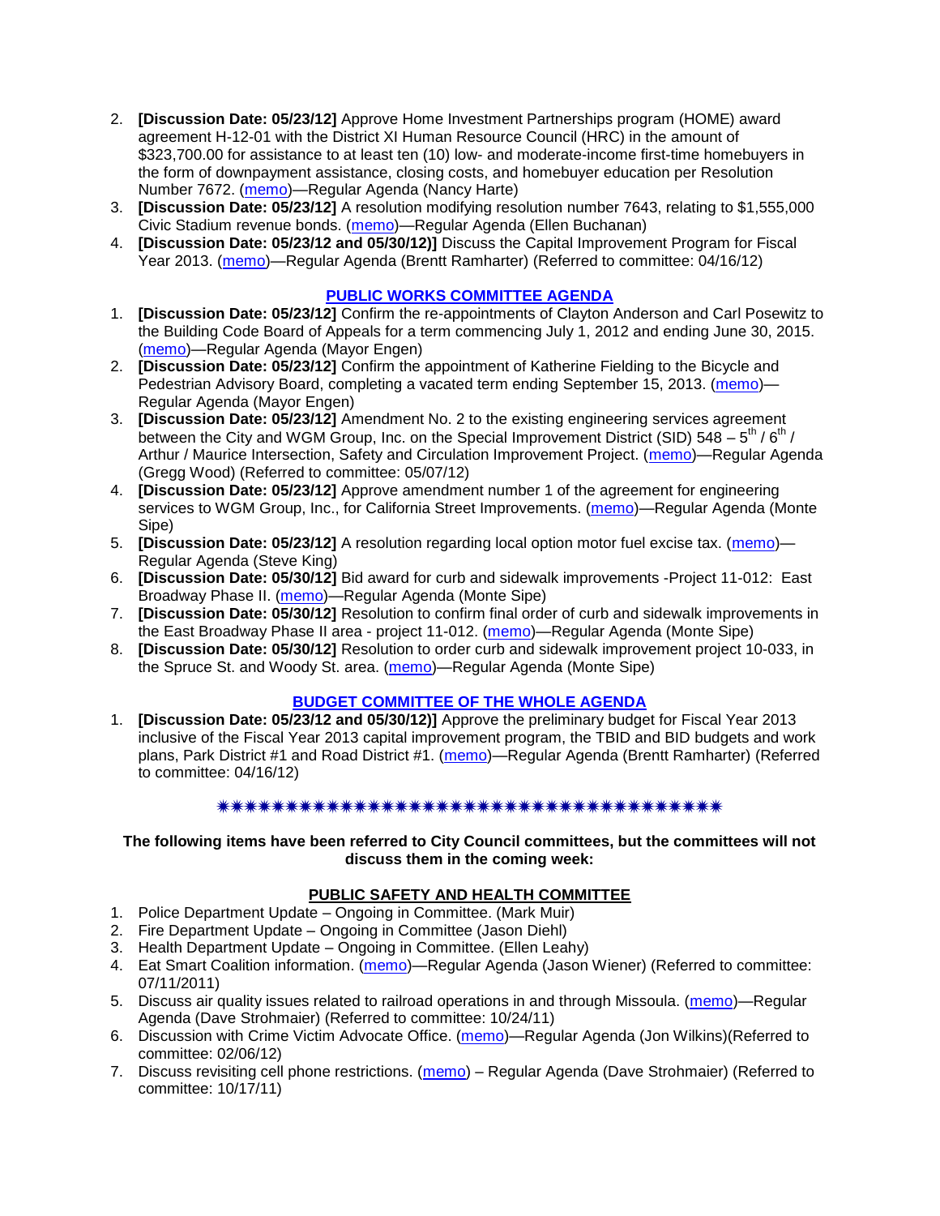2. **[Discussion Date: 05/23/12]** Approve Home Investment Partnerships program (HOME) award agreement H-12-01 with the District XI Human Resource Council (HRC) in the amount of $323,700.00 for assistance to at least ten (10) low- and moderate-income first-time homebuyers in the form of downpayment assistance, closing costs, and homebuyer education per Resolution Number 7672. (memo)—Regular Agenda (Nancy Harte)
3. **[Discussion Date: 05/23/12]** A resolution modifying resolution number 7643, relating to $1,555,000 Civic Stadium revenue bonds. (memo)—Regular Agenda (Ellen Buchanan)
4. **[Discussion Date: 05/23/12 and 05/30/12)]** Discuss the Capital Improvement Program for Fiscal Year 2013. (memo)—Regular Agenda (Brentt Ramharter) (Referred to committee: 04/16/12)

## PUBLIC WORKS COMMITTEE AGENDA

1. **[Discussion Date: 05/23/12]** Confirm the re-appointments of Clayton Anderson and Carl Posewitz to the Building Code Board of Appeals for a term commencing July 1, 2012 and ending June 30, 2015. (memo)—Regular Agenda (Mayor Engen)
2. **[Discussion Date: 05/23/12]** Confirm the appointment of Katherine Fielding to the Bicycle and Pedestrian Advisory Board, completing a vacated term ending September 15, 2013. (memo)—Regular Agenda (Mayor Engen)
3. **[Discussion Date: 05/23/12]** Amendment No. 2 to the existing engineering services agreement between the City and WGM Group, Inc. on the Special Improvement District (SID) 548 – 5th / 6th / Arthur / Maurice Intersection, Safety and Circulation Improvement Project. (memo)—Regular Agenda (Gregg Wood) (Referred to committee: 05/07/12)
4. **[Discussion Date: 05/23/12]** Approve amendment number 1 of the agreement for engineering services to WGM Group, Inc., for California Street Improvements. (memo)—Regular Agenda (Monte Sipe)
5. **[Discussion Date: 05/23/12]** A resolution regarding local option motor fuel excise tax. (memo)—Regular Agenda (Steve King)
6. **[Discussion Date: 05/30/12]** Bid award for curb and sidewalk improvements -Project 11-012: East Broadway Phase II. (memo)—Regular Agenda (Monte Sipe)
7. **[Discussion Date: 05/30/12]** Resolution to confirm final order of curb and sidewalk improvements in the East Broadway Phase II area - project 11-012. (memo)—Regular Agenda (Monte Sipe)
8. **[Discussion Date: 05/30/12]** Resolution to order curb and sidewalk improvement project 10-033, in the Spruce St. and Woody St. area. (memo)—Regular Agenda (Monte Sipe)

## BUDGET COMMITTEE OF THE WHOLE AGENDA

1. **[Discussion Date: 05/23/12 and 05/30/12)]** Approve the preliminary budget for Fiscal Year 2013 inclusive of the Fiscal Year 2013 capital improvement program, the TBID and BID budgets and work plans, Park District #1 and Road District #1. (memo)—Regular Agenda (Brentt Ramharter) (Referred to committee: 04/16/12)

✷✷✷✷✷✷✷✷✷✷✷✷✷✷✷✷✷✷✷✷✷✷✷✷✷✷✷✷✷✷✷✷✷✷✷✷✷✷✷✷

**The following items have been referred to City Council committees, but the committees will not discuss them in the coming week:**

## PUBLIC SAFETY AND HEALTH COMMITTEE

1. Police Department Update – Ongoing in Committee. (Mark Muir)
2. Fire Department Update – Ongoing in Committee (Jason Diehl)
3. Health Department Update – Ongoing in Committee. (Ellen Leahy)
4. Eat Smart Coalition information. (memo)—Regular Agenda (Jason Wiener) (Referred to committee: 07/11/2011)
5. Discuss air quality issues related to railroad operations in and through Missoula. (memo)—Regular Agenda (Dave Strohmaier) (Referred to committee: 10/24/11)
6. Discussion with Crime Victim Advocate Office. (memo)—Regular Agenda (Jon Wilkins)(Referred to committee: 02/06/12)
7. Discuss revisiting cell phone restrictions. (memo) – Regular Agenda (Dave Strohmaier) (Referred to committee: 10/17/11)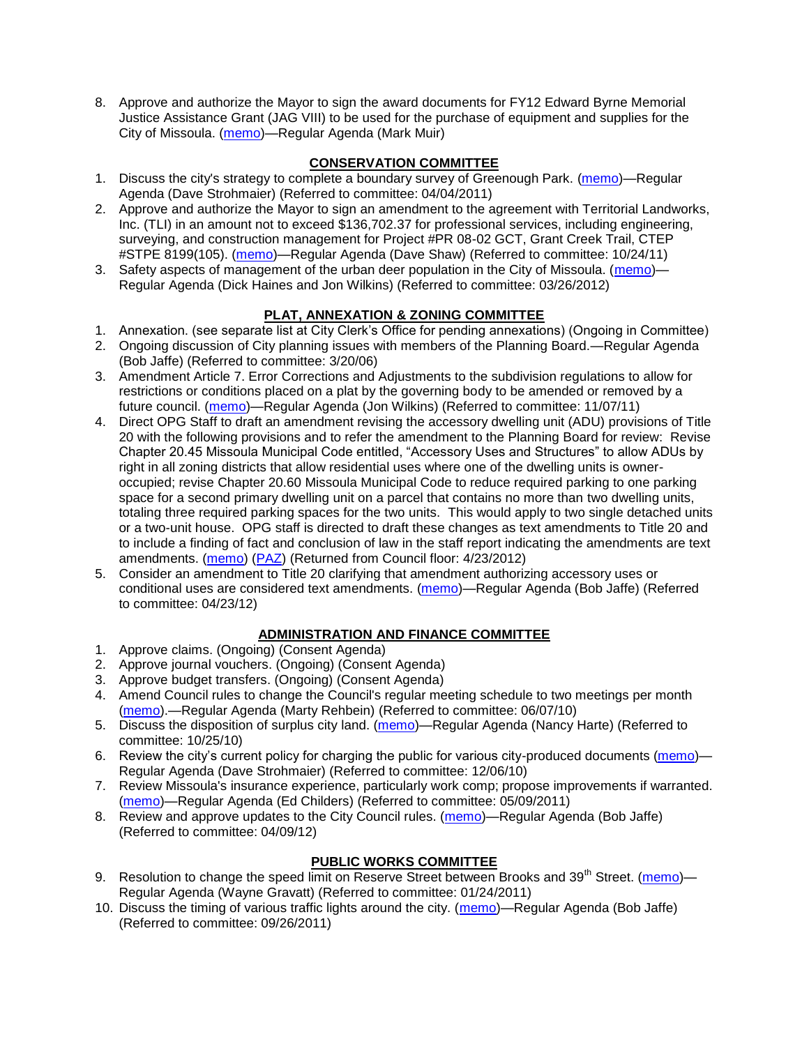8. Approve and authorize the Mayor to sign the award documents for FY12 Edward Byrne Memorial Justice Assistance Grant (JAG VIII) to be used for the purchase of equipment and supplies for the City of Missoula. (memo)—Regular Agenda (Mark Muir)

## CONSERVATION COMMITTEE

1. Discuss the city's strategy to complete a boundary survey of Greenough Park. (memo)—Regular Agenda (Dave Strohmaier) (Referred to committee: 04/04/2011)
2. Approve and authorize the Mayor to sign an amendment to the agreement with Territorial Landworks, Inc. (TLI) in an amount not to exceed $136,702.37 for professional services, including engineering, surveying, and construction management for Project #PR 08-02 GCT, Grant Creek Trail, CTEP #STPE 8199(105). (memo)—Regular Agenda (Dave Shaw) (Referred to committee: 10/24/11)
3. Safety aspects of management of the urban deer population in the City of Missoula. (memo)—Regular Agenda (Dick Haines and Jon Wilkins) (Referred to committee: 03/26/2012)

## PLAT, ANNEXATION & ZONING COMMITTEE

1. Annexation. (see separate list at City Clerk's Office for pending annexations) (Ongoing in Committee)
2. Ongoing discussion of City planning issues with members of the Planning Board.—Regular Agenda (Bob Jaffe) (Referred to committee: 3/20/06)
3. Amendment Article 7. Error Corrections and Adjustments to the subdivision regulations to allow for restrictions or conditions placed on a plat by the governing body to be amended or removed by a future council. (memo)—Regular Agenda (Jon Wilkins) (Referred to committee: 11/07/11)
4. Direct OPG Staff to draft an amendment revising the accessory dwelling unit (ADU) provisions of Title 20 with the following provisions and to refer the amendment to the Planning Board for review: Revise Chapter 20.45 Missoula Municipal Code entitled, "Accessory Uses and Structures" to allow ADUs by right in all zoning districts that allow residential uses where one of the dwelling units is owner-occupied; revise Chapter 20.60 Missoula Municipal Code to reduce required parking to one parking space for a second primary dwelling unit on a parcel that contains no more than two dwelling units, totaling three required parking spaces for the two units. This would apply to two single detached units or a two-unit house. OPG staff is directed to draft these changes as text amendments to Title 20 and to include a finding of fact and conclusion of law in the staff report indicating the amendments are text amendments. (memo) (PAZ) (Returned from Council floor: 4/23/2012)
5. Consider an amendment to Title 20 clarifying that amendment authorizing accessory uses or conditional uses are considered text amendments. (memo)—Regular Agenda (Bob Jaffe) (Referred to committee: 04/23/12)

## ADMINISTRATION AND FINANCE COMMITTEE

1. Approve claims. (Ongoing) (Consent Agenda)
2. Approve journal vouchers. (Ongoing) (Consent Agenda)
3. Approve budget transfers. (Ongoing) (Consent Agenda)
4. Amend Council rules to change the Council's regular meeting schedule to two meetings per month (memo).—Regular Agenda (Marty Rehbein) (Referred to committee: 06/07/10)
5. Discuss the disposition of surplus city land. (memo)—Regular Agenda (Nancy Harte) (Referred to committee: 10/25/10)
6. Review the city's current policy for charging the public for various city-produced documents (memo)—Regular Agenda (Dave Strohmaier) (Referred to committee: 12/06/10)
7. Review Missoula's insurance experience, particularly work comp; propose improvements if warranted. (memo)—Regular Agenda (Ed Childers) (Referred to committee: 05/09/2011)
8. Review and approve updates to the City Council rules. (memo)—Regular Agenda (Bob Jaffe) (Referred to committee: 04/09/12)

## PUBLIC WORKS COMMITTEE

9. Resolution to change the speed limit on Reserve Street between Brooks and 39th Street. (memo)—Regular Agenda (Wayne Gravatt) (Referred to committee: 01/24/2011)
10. Discuss the timing of various traffic lights around the city. (memo)—Regular Agenda (Bob Jaffe) (Referred to committee: 09/26/2011)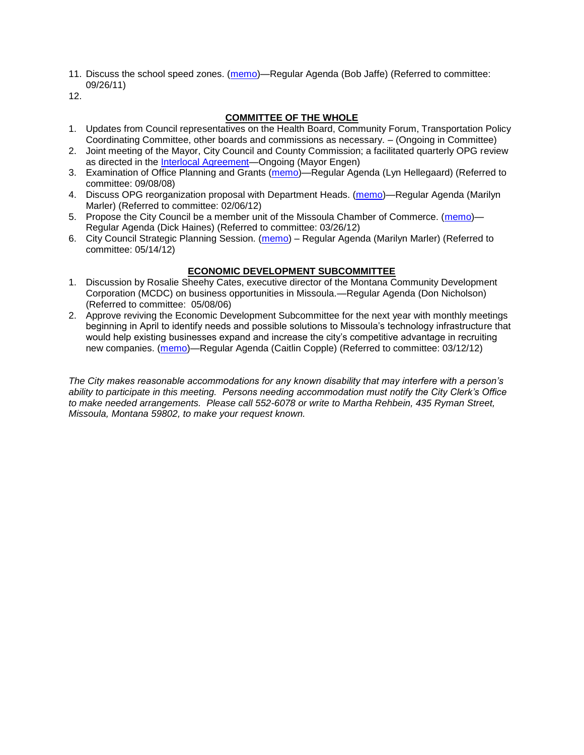11. Discuss the school speed zones. (memo)—Regular Agenda (Bob Jaffe) (Referred to committee: 09/26/11)
12.

## COMMITTEE OF THE WHOLE

1. Updates from Council representatives on the Health Board, Community Forum, Transportation Policy Coordinating Committee, other boards and commissions as necessary. – (Ongoing in Committee)
2. Joint meeting of the Mayor, City Council and County Commission; a facilitated quarterly OPG review as directed in the Interlocal Agreement—Ongoing (Mayor Engen)
3. Examination of Office Planning and Grants (memo)—Regular Agenda (Lyn Hellegaard) (Referred to committee: 09/08/08)
4. Discuss OPG reorganization proposal with Department Heads. (memo)—Regular Agenda (Marilyn Marler) (Referred to committee: 02/06/12)
5. Propose the City Council be a member unit of the Missoula Chamber of Commerce. (memo)—Regular Agenda (Dick Haines) (Referred to committee: 03/26/12)
6. City Council Strategic Planning Session. (memo) – Regular Agenda (Marilyn Marler) (Referred to committee: 05/14/12)

## ECONOMIC DEVELOPMENT SUBCOMMITTEE

1. Discussion by Rosalie Sheehy Cates, executive director of the Montana Community Development Corporation (MCDC) on business opportunities in Missoula.—Regular Agenda (Don Nicholson) (Referred to committee: 05/08/06)
2. Approve reviving the Economic Development Subcommittee for the next year with monthly meetings beginning in April to identify needs and possible solutions to Missoula's technology infrastructure that would help existing businesses expand and increase the city's competitive advantage in recruiting new companies. (memo)—Regular Agenda (Caitlin Copple) (Referred to committee: 03/12/12)

*The City makes reasonable accommodations for any known disability that may interfere with a person's ability to participate in this meeting. Persons needing accommodation must notify the City Clerk's Office to make needed arrangements. Please call 552-6078 or write to Martha Rehbein, 435 Ryman Street, Missoula, Montana 59802, to make your request known.*